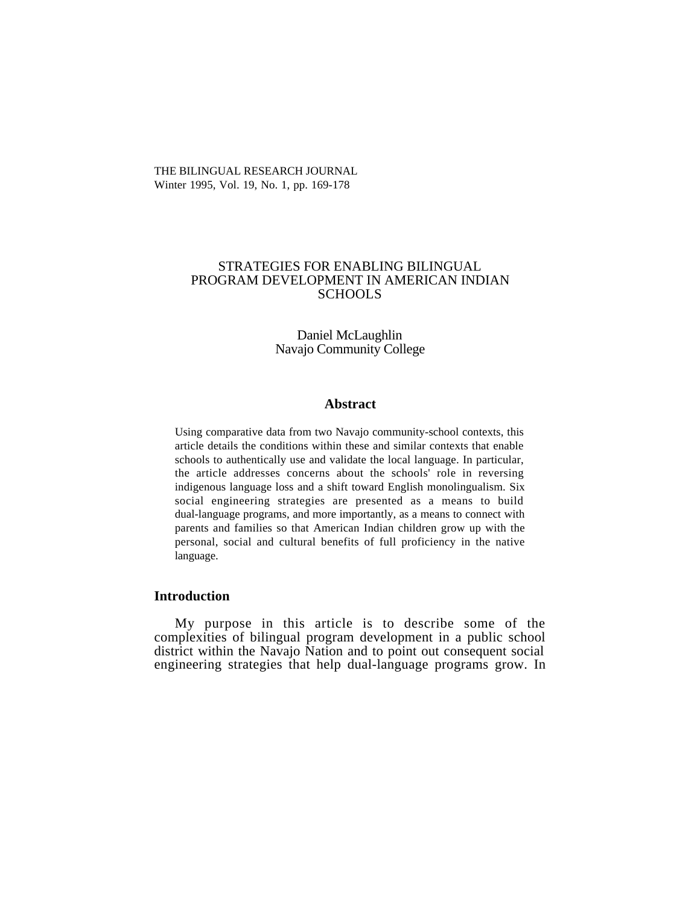THE BILINGUAL RESEARCH JOURNAL
Winter 1995, Vol. 19, No. 1, pp. 169-178

# STRATEGIES FOR ENABLING BILINGUAL PROGRAM DEVELOPMENT IN AMERICAN INDIAN SCHOOLS

Daniel McLaughlin
Navajo Community College

### Abstract

Using comparative data from two Navajo community-school contexts, this article details the conditions within these and similar contexts that enable schools to authentically use and validate the local language. In particular, the article addresses concerns about the schools' role in reversing indigenous language loss and a shift toward English monolingualism. Six social engineering strategies are presented as a means to build dual-language programs, and more importantly, as a means to connect with parents and families so that American Indian children grow up with the personal, social and cultural benefits of full proficiency in the native language.

## Introduction

My purpose in this article is to describe some of the complexities of bilingual program development in a public school district within the Navajo Nation and to point out consequent social engineering strategies that help dual-language programs grow. In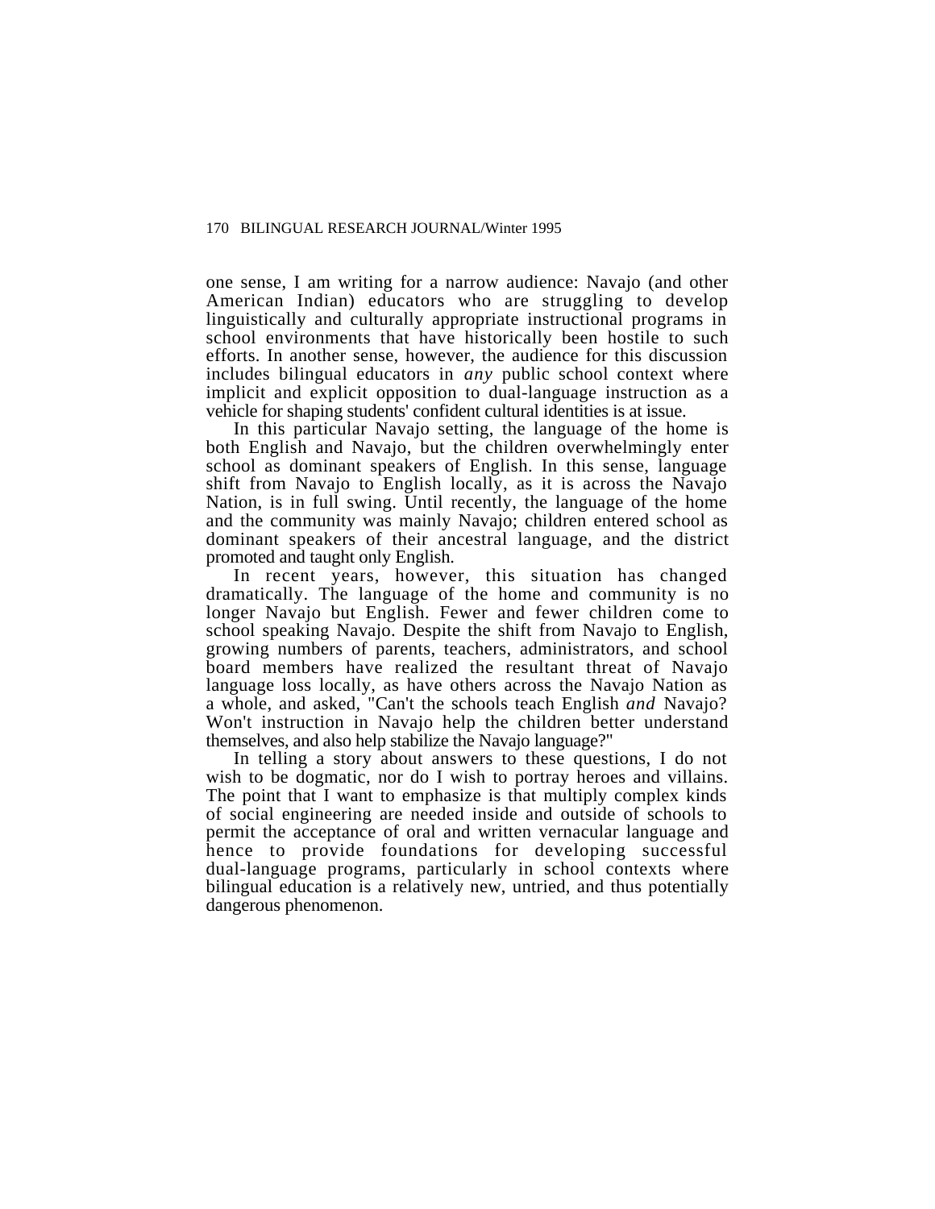one sense, I am writing for a narrow audience: Navajo (and other American Indian) educators who are struggling to develop linguistically and culturally appropriate instructional programs in school environments that have historically been hostile to such efforts. In another sense, however, the audience for this discussion includes bilingual educators in *any* public school context where implicit and explicit opposition to dual-language instruction as a vehicle for shaping students' confident cultural identities is at issue.

In this particular Navajo setting, the language of the home is both English and Navajo, but the children overwhelmingly enter school as dominant speakers of English. In this sense, language shift from Navajo to English locally, as it is across the Navajo Nation, is in full swing. Until recently, the language of the home and the community was mainly Navajo; children entered school as dominant speakers of their ancestral language, and the district promoted and taught only English.

In recent years, however, this situation has changed dramatically. The language of the home and community is no longer Navajo but English. Fewer and fewer children come to school speaking Navajo. Despite the shift from Navajo to English, growing numbers of parents, teachers, administrators, and school board members have realized the resultant threat of Navajo language loss locally, as have others across the Navajo Nation as a whole, and asked, "Can't the schools teach English *and* Navajo? Won't instruction in Navajo help the children better understand themselves, and also help stabilize the Navajo language?"

In telling a story about answers to these questions, I do not wish to be dogmatic, nor do I wish to portray heroes and villains. The point that I want to emphasize is that multiply complex kinds of social engineering are needed inside and outside of schools to permit the acceptance of oral and written vernacular language and hence to provide foundations for developing successful dual-language programs, particularly in school contexts where bilingual education is a relatively new, untried, and thus potentially dangerous phenomenon.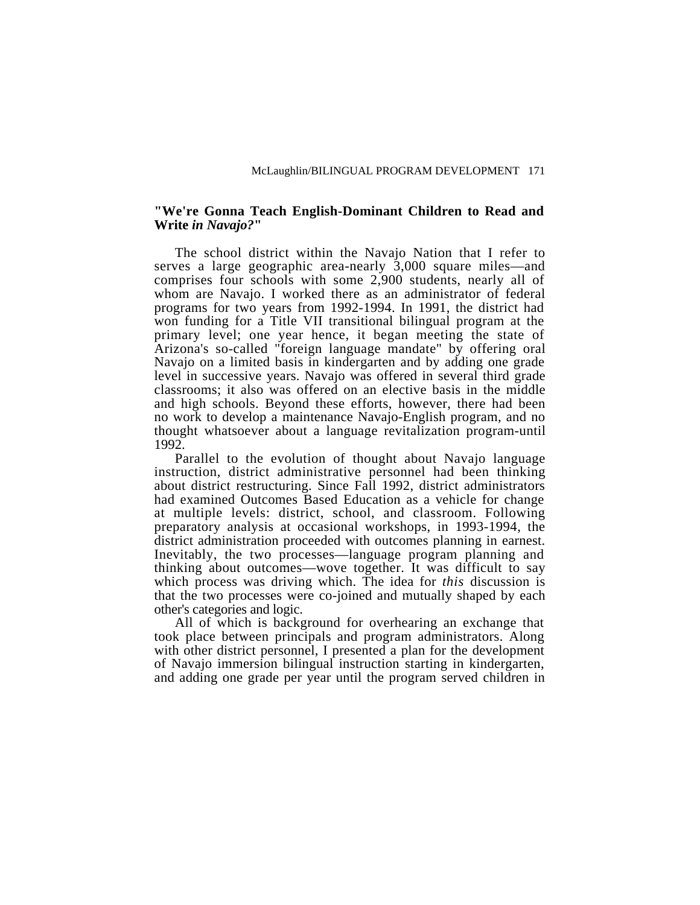### "We're Gonna Teach English-Dominant Children to Read and Write *in Navajo?*"

The school district within the Navajo Nation that I refer to serves a large geographic area-nearly 3,000 square miles—and comprises four schools with some 2,900 students, nearly all of whom are Navajo. I worked there as an administrator of federal programs for two years from 1992-1994. In 1991, the district had won funding for a Title VII transitional bilingual program at the primary level; one year hence, it began meeting the state of Arizona's so-called "foreign language mandate" by offering oral Navajo on a limited basis in kindergarten and by adding one grade level in successive years. Navajo was offered in several third grade classrooms; it also was offered on an elective basis in the middle and high schools. Beyond these efforts, however, there had been no work to develop a maintenance Navajo-English program, and no thought whatsoever about a language revitalization program-until 1992.

Parallel to the evolution of thought about Navajo language instruction, district administrative personnel had been thinking about district restructuring. Since Fall 1992, district administrators had examined Outcomes Based Education as a vehicle for change at multiple levels: district, school, and classroom. Following preparatory analysis at occasional workshops, in 1993-1994, the district administration proceeded with outcomes planning in earnest. Inevitably, the two processes—language program planning and thinking about outcomes—wove together. It was difficult to say which process was driving which. The idea for *this* discussion is that the two processes were co-joined and mutually shaped by each other's categories and logic.

All of which is background for overhearing an exchange that took place between principals and program administrators. Along with other district personnel, I presented a plan for the development of Navajo immersion bilingual instruction starting in kindergarten, and adding one grade per year until the program served children in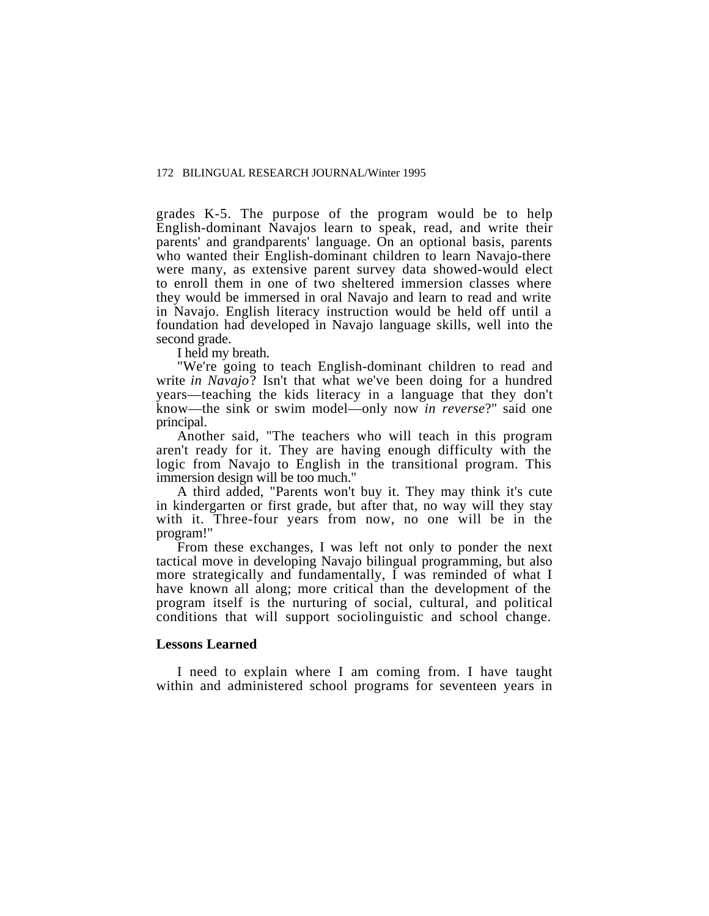grades K-5. The purpose of the program would be to help English-dominant Navajos learn to speak, read, and write their parents' and grandparents' language. On an optional basis, parents who wanted their English-dominant children to learn Navajo-there were many, as extensive parent survey data showed-would elect to enroll them in one of two sheltered immersion classes where they would be immersed in oral Navajo and learn to read and write in Navajo. English literacy instruction would be held off until a foundation had developed in Navajo language skills, well into the second grade.

I held my breath.

"We're going to teach English-dominant children to read and write *in Navajo*? Isn't that what we've been doing for a hundred years—teaching the kids literacy in a language that they don't know—the sink or swim model—only now *in reverse*?" said one principal.

Another said, "The teachers who will teach in this program aren't ready for it. They are having enough difficulty with the logic from Navajo to English in the transitional program. This immersion design will be too much."

A third added, "Parents won't buy it. They may think it's cute in kindergarten or first grade, but after that, no way will they stay with it. Three-four years from now, no one will be in the program!"

From these exchanges, I was left not only to ponder the next tactical move in developing Navajo bilingual programming, but also more strategically and fundamentally, I was reminded of what I have known all along; more critical than the development of the program itself is the nurturing of social, cultural, and political conditions that will support sociolinguistic and school change.

## Lessons Learned

I need to explain where I am coming from. I have taught within and administered school programs for seventeen years in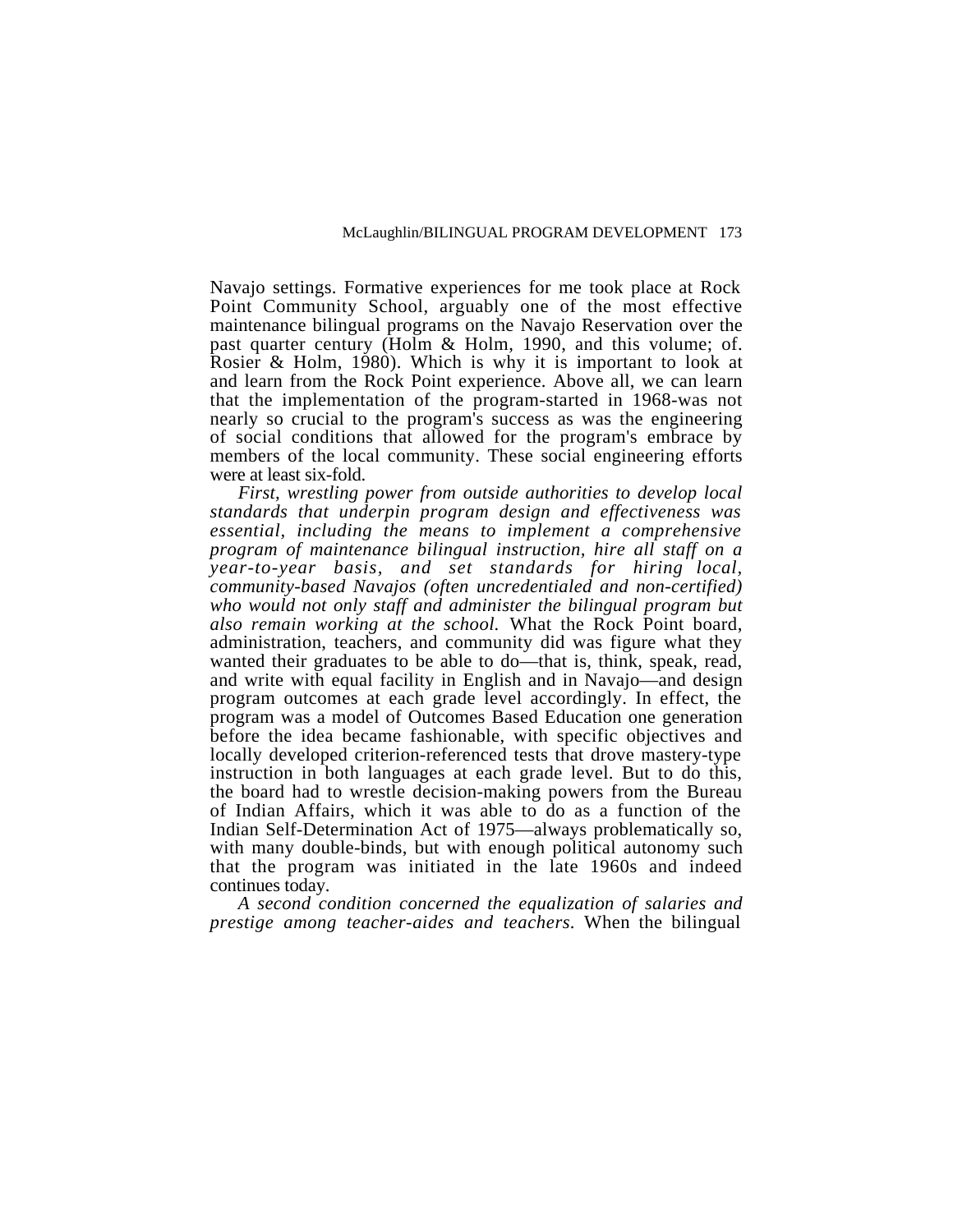Navajo settings. Formative experiences for me took place at Rock Point Community School, arguably one of the most effective maintenance bilingual programs on the Navajo Reservation over the past quarter century (Holm & Holm, 1990, and this volume; of. Rosier & Holm, 1980). Which is why it is important to look at and learn from the Rock Point experience. Above all, we can learn that the implementation of the program-started in 1968-was not nearly so crucial to the program's success as was the engineering of social conditions that allowed for the program's embrace by members of the local community. These social engineering efforts were at least six-fold.

*First, wrestling power from outside authorities to develop local standards that underpin program design and effectiveness was essential, including the means to implement a comprehensive program of maintenance bilingual instruction, hire all staff on a year-to-year basis, and set standards for hiring local, community-based Navajos (often uncredentialed and non-certified) who would not only staff and administer the bilingual program but also remain working at the school.* What the Rock Point board, administration, teachers, and community did was figure what they wanted their graduates to be able to do—that is, think, speak, read, and write with equal facility in English and in Navajo—and design program outcomes at each grade level accordingly. In effect, the program was a model of Outcomes Based Education one generation before the idea became fashionable, with specific objectives and locally developed criterion-referenced tests that drove mastery-type instruction in both languages at each grade level. But to do this, the board had to wrestle decision-making powers from the Bureau of Indian Affairs, which it was able to do as a function of the Indian Self-Determination Act of 1975—always problematically so, with many double-binds, but with enough political autonomy such that the program was initiated in the late 1960s and indeed continues today.

*A second condition concerned the equalization of salaries and prestige among teacher-aides and teachers.* When the bilingual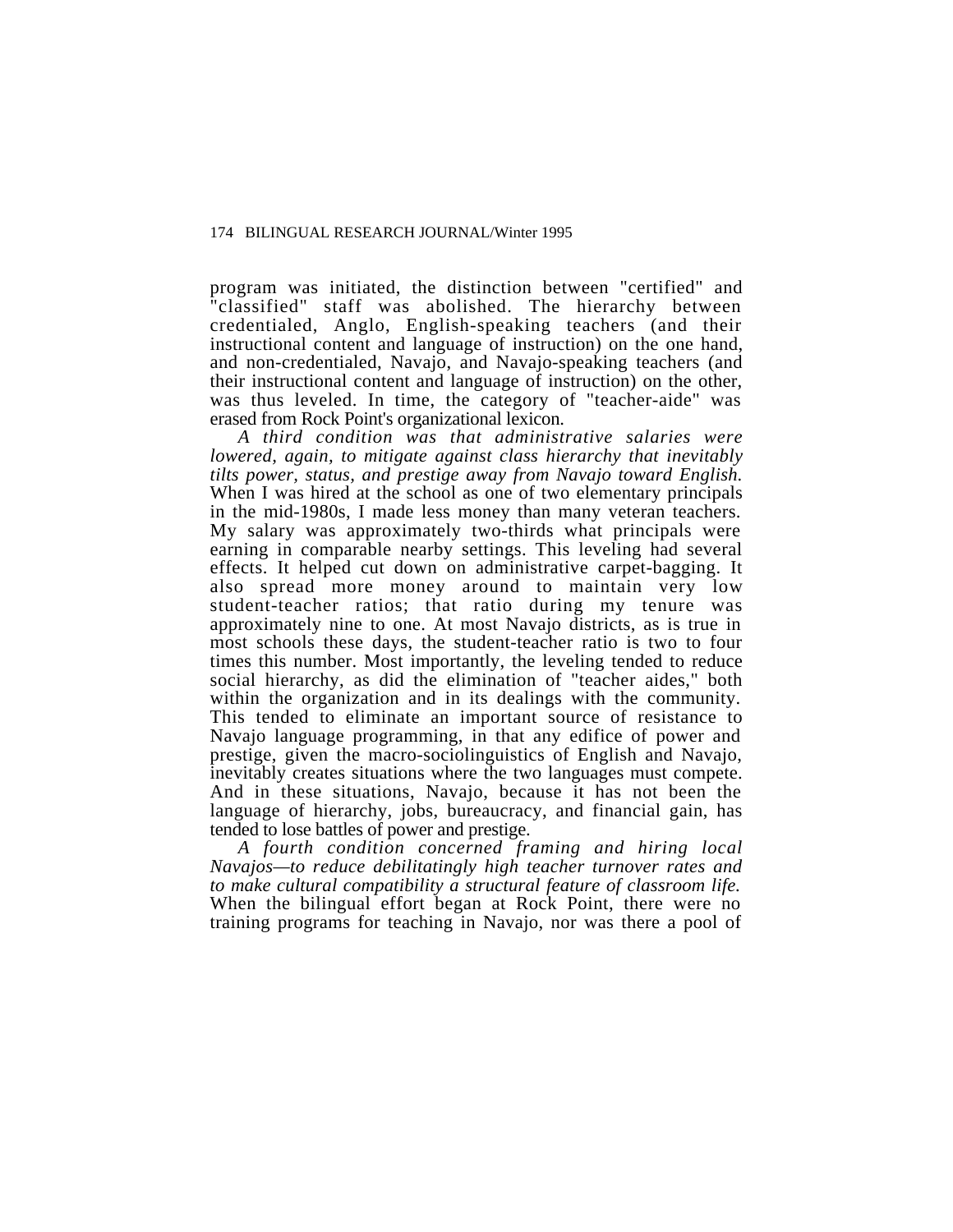program was initiated, the distinction between "certified" and "classified" staff was abolished. The hierarchy between credentialed, Anglo, English-speaking teachers (and their instructional content and language of instruction) on the one hand, and non-credentialed, Navajo, and Navajo-speaking teachers (and their instructional content and language of instruction) on the other, was thus leveled. In time, the category of "teacher-aide" was erased from Rock Point's organizational lexicon.

*A third condition was that administrative salaries were lowered, again, to mitigate against class hierarchy that inevitably tilts power, status, and prestige away from Navajo toward English.* When I was hired at the school as one of two elementary principals in the mid-1980s, I made less money than many veteran teachers. My salary was approximately two-thirds what principals were earning in comparable nearby settings. This leveling had several effects. It helped cut down on administrative carpet-bagging. It also spread more money around to maintain very low student-teacher ratios; that ratio during my tenure was approximately nine to one. At most Navajo districts, as is true in most schools these days, the student-teacher ratio is two to four times this number. Most importantly, the leveling tended to reduce social hierarchy, as did the elimination of "teacher aides," both within the organization and in its dealings with the community. This tended to eliminate an important source of resistance to Navajo language programming, in that any edifice of power and prestige, given the macro-sociolinguistics of English and Navajo, inevitably creates situations where the two languages must compete. And in these situations, Navajo, because it has not been the language of hierarchy, jobs, bureaucracy, and financial gain, has tended to lose battles of power and prestige.

*A fourth condition concerned framing and hiring local Navajos—to reduce debilitatingly high teacher turnover rates and to make cultural compatibility a structural feature of classroom life.* When the bilingual effort began at Rock Point, there were no training programs for teaching in Navajo, nor was there a pool of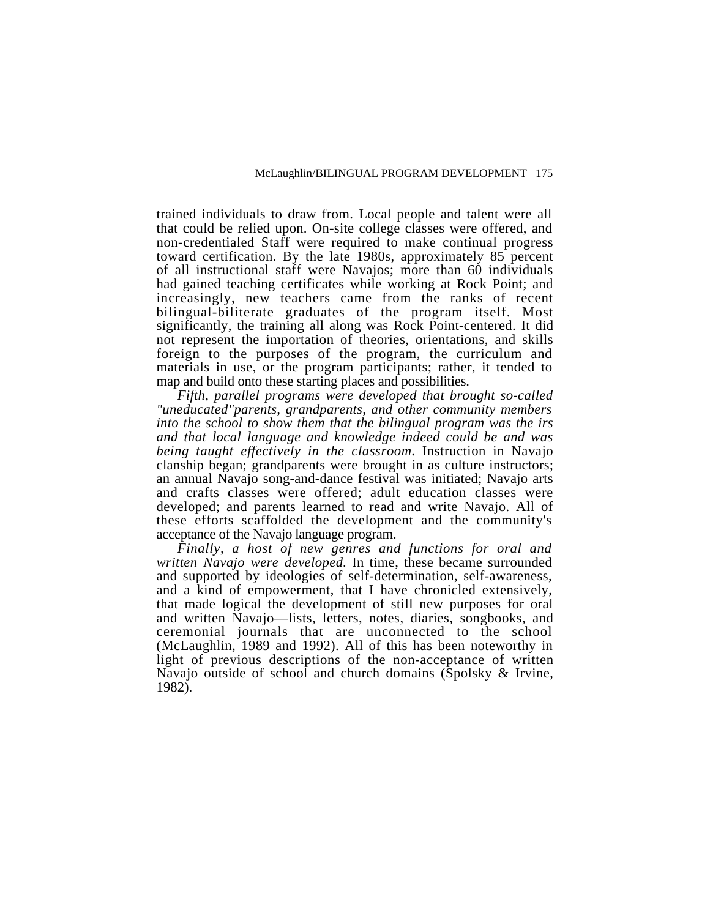trained individuals to draw from. Local people and talent were all that could be relied upon. On-site college classes were offered, and non-credentialed Staff were required to make continual progress toward certification. By the late 1980s, approximately 85 percent of all instructional staff were Navajos; more than 60 individuals had gained teaching certificates while working at Rock Point; and increasingly, new teachers came from the ranks of recent bilingual-biliterate graduates of the program itself. Most significantly, the training all along was Rock Point-centered. It did not represent the importation of theories, orientations, and skills foreign to the purposes of the program, the curriculum and materials in use, or the program participants; rather, it tended to map and build onto these starting places and possibilities.

*Fifth, parallel programs were developed that brought so-called "uneducated"parents, grandparents, and other community members into the school to show them that the bilingual program was the irs and that local language and knowledge indeed could be and was being taught effectively in the classroom.* Instruction in Navajo clanship began; grandparents were brought in as culture instructors; an annual Navajo song-and-dance festival was initiated; Navajo arts and crafts classes were offered; adult education classes were developed; and parents learned to read and write Navajo. All of these efforts scaffolded the development and the community's acceptance of the Navajo language program.

*Finally, a host of new genres and functions for oral and written Navajo were developed.* In time, these became surrounded and supported by ideologies of self-determination, self-awareness, and a kind of empowerment, that I have chronicled extensively, that made logical the development of still new purposes for oral and written Navajo—lists, letters, notes, diaries, songbooks, and ceremonial journals that are unconnected to the school (McLaughlin, 1989 and 1992). All of this has been noteworthy in light of previous descriptions of the non-acceptance of written Navajo outside of school and church domains (Spolsky & Irvine, 1982).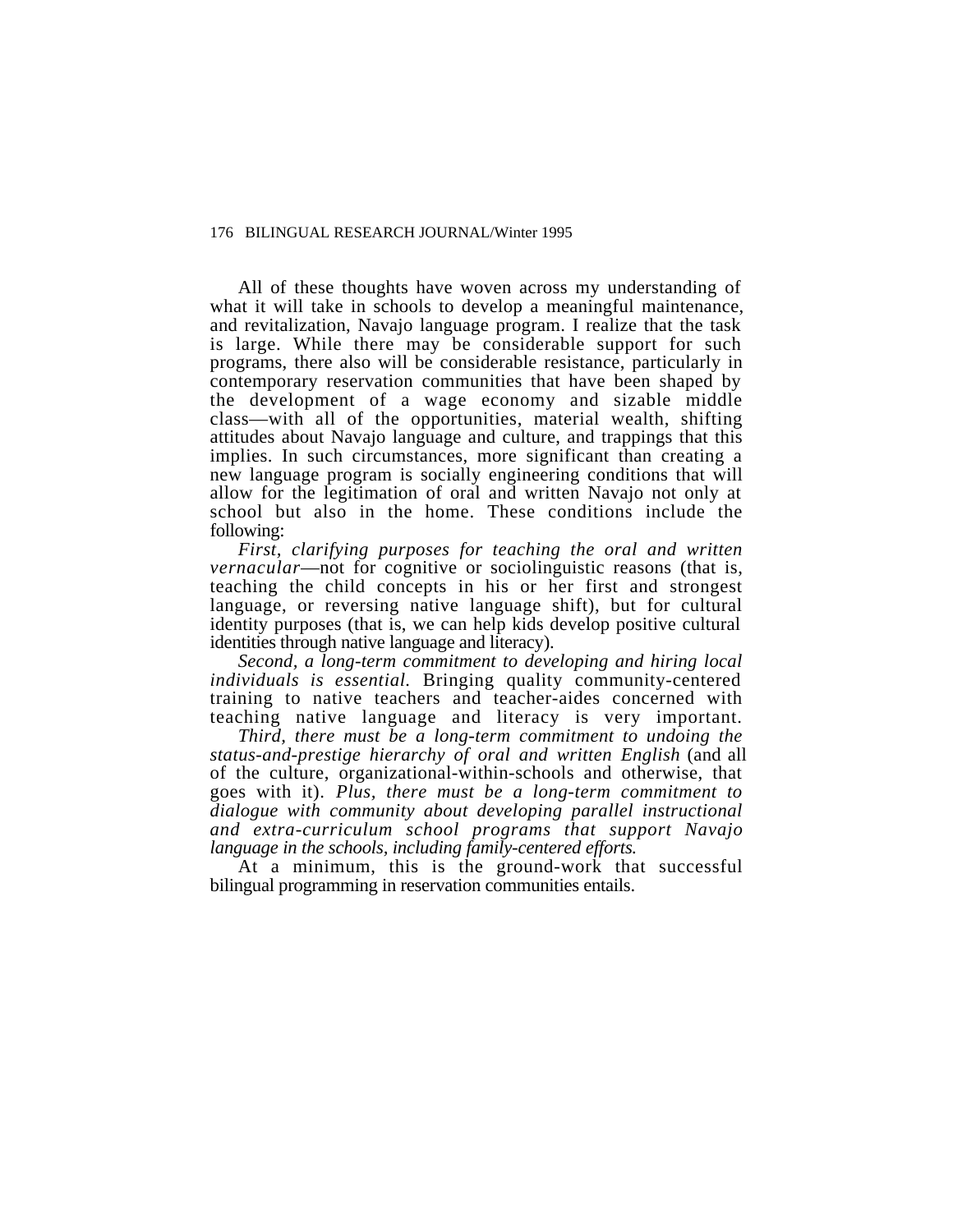All of these thoughts have woven across my understanding of what it will take in schools to develop a meaningful maintenance, and revitalization, Navajo language program. I realize that the task is large. While there may be considerable support for such programs, there also will be considerable resistance, particularly in contemporary reservation communities that have been shaped by the development of a wage economy and sizable middle class—with all of the opportunities, material wealth, shifting attitudes about Navajo language and culture, and trappings that this implies. In such circumstances, more significant than creating a new language program is socially engineering conditions that will allow for the legitimation of oral and written Navajo not only at school but also in the home. These conditions include the following:

*First, clarifying purposes for teaching the oral and written vernacular*—not for cognitive or sociolinguistic reasons (that is, teaching the child concepts in his or her first and strongest language, or reversing native language shift), but for cultural identity purposes (that is, we can help kids develop positive cultural identities through native language and literacy).

*Second, a long-term commitment to developing and hiring local individuals is essential.* Bringing quality community-centered training to native teachers and teacher-aides concerned with teaching native language and literacy is very important.

*Third, there must be a long-term commitment to undoing the status-and-prestige hierarchy of oral and written English* (and all of the culture, organizational-within-schools and otherwise, that goes with it). *Plus, there must be a long-term commitment to dialogue with community about developing parallel instructional and extra-curriculum school programs that support Navajo language in the schools, including family-centered efforts.*

At a minimum, this is the ground-work that successful bilingual programming in reservation communities entails.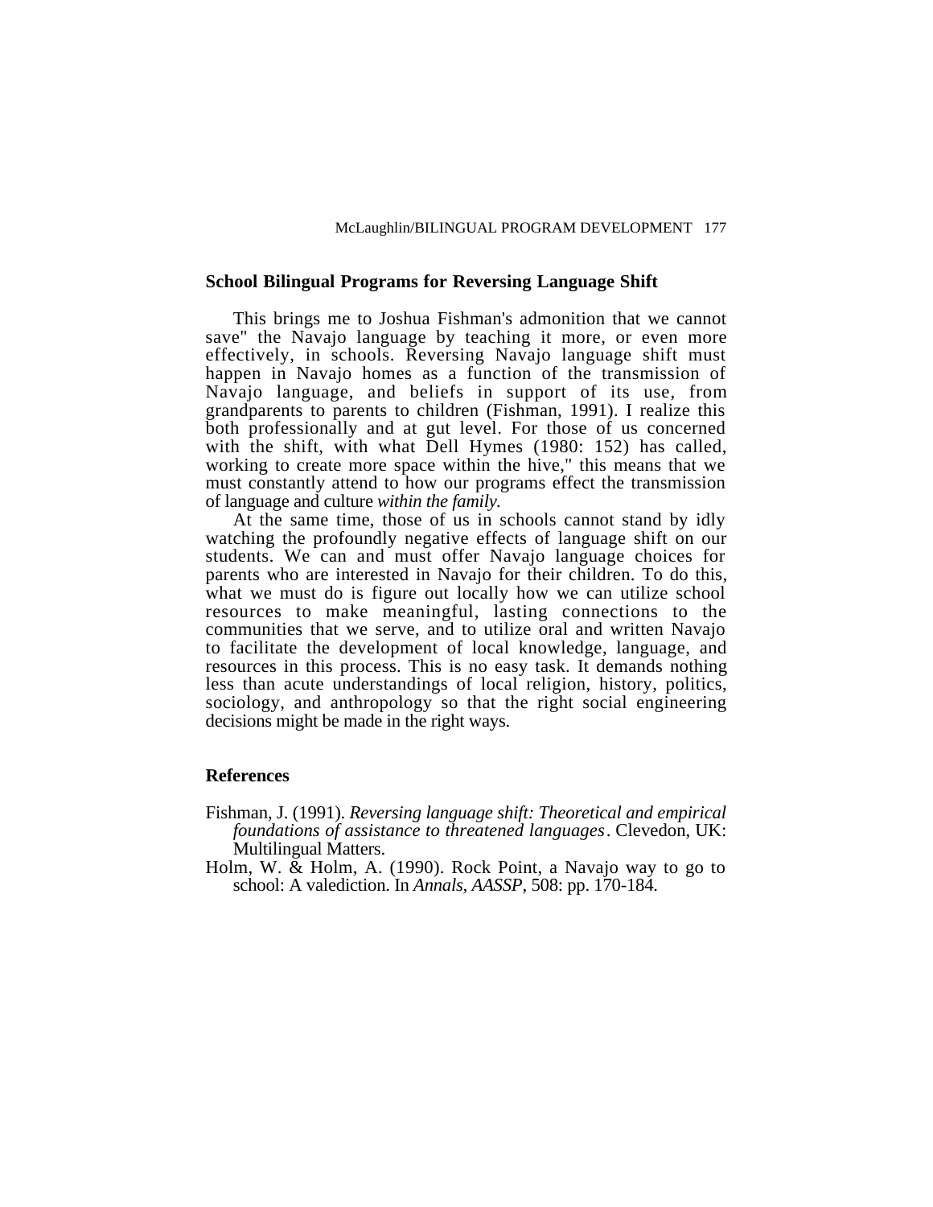## School Bilingual Programs for Reversing Language Shift

This brings me to Joshua Fishman's admonition that we cannot save" the Navajo language by teaching it more, or even more effectively, in schools. Reversing Navajo language shift must happen in Navajo homes as a function of the transmission of Navajo language, and beliefs in support of its use, from grandparents to parents to children (Fishman, 1991). I realize this both professionally and at gut level. For those of us concerned with the shift, with what Dell Hymes (1980: 152) has called, working to create more space within the hive," this means that we must constantly attend to how our programs effect the transmission of language and culture *within the family.*

At the same time, those of us in schools cannot stand by idly watching the profoundly negative effects of language shift on our students. We can and must offer Navajo language choices for parents who are interested in Navajo for their children. To do this, what we must do is figure out locally how we can utilize school resources to make meaningful, lasting connections to the communities that we serve, and to utilize oral and written Navajo to facilitate the development of local knowledge, language, and resources in this process. This is no easy task. It demands nothing less than acute understandings of local religion, history, politics, sociology, and anthropology so that the right social engineering decisions might be made in the right ways.

## References

Fishman, J. (1991). *Reversing language shift: Theoretical and empirical foundations of assistance to threatened languages*. Clevedon, UK: Multilingual Matters.

Holm, W. & Holm, A. (1990). Rock Point, a Navajo way to go to school: A valediction. In *Annals, AASSP*, 508: pp. 170-184.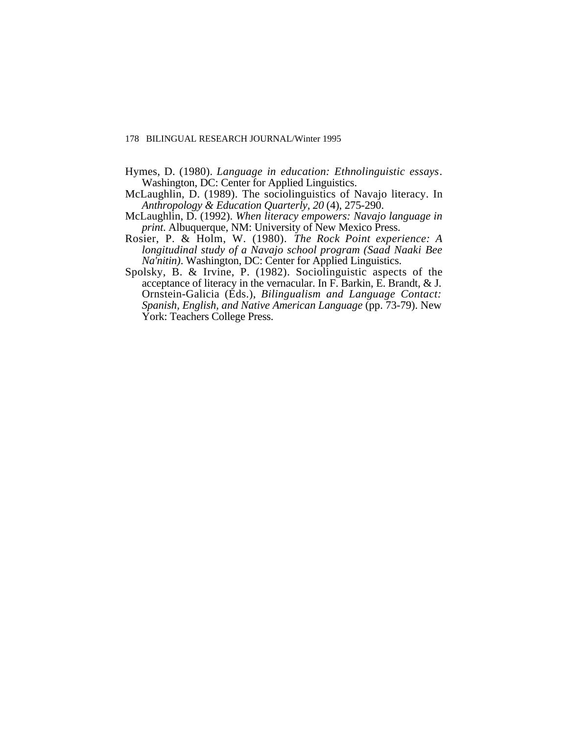Hymes, D. (1980). *Language in education: Ethnolinguistic essays*. Washington, DC: Center for Applied Linguistics.

McLaughlin, D. (1989). The sociolinguistics of Navajo literacy. In *Anthropology & Education Quarterly, 20* (4), 275-290.

McLaughlin, D. (1992). *When literacy empowers: Navajo language in print.* Albuquerque, NM: University of New Mexico Press.

Rosier, P. & Holm, W. (1980). *The Rock Point experience: A longitudinal study of a Navajo school program (Saad Naaki Bee Na'nitin)*. Washington, DC: Center for Applied Linguistics.

Spolsky, B. & Irvine, P. (1982). Sociolinguistic aspects of the acceptance of literacy in the vernacular. In F. Barkin, E. Brandt, & J. Ornstein-Galicia (Eds.), *Bilingualism and Language Contact: Spanish, English, and Native American Language* (pp. 73-79). New York: Teachers College Press.